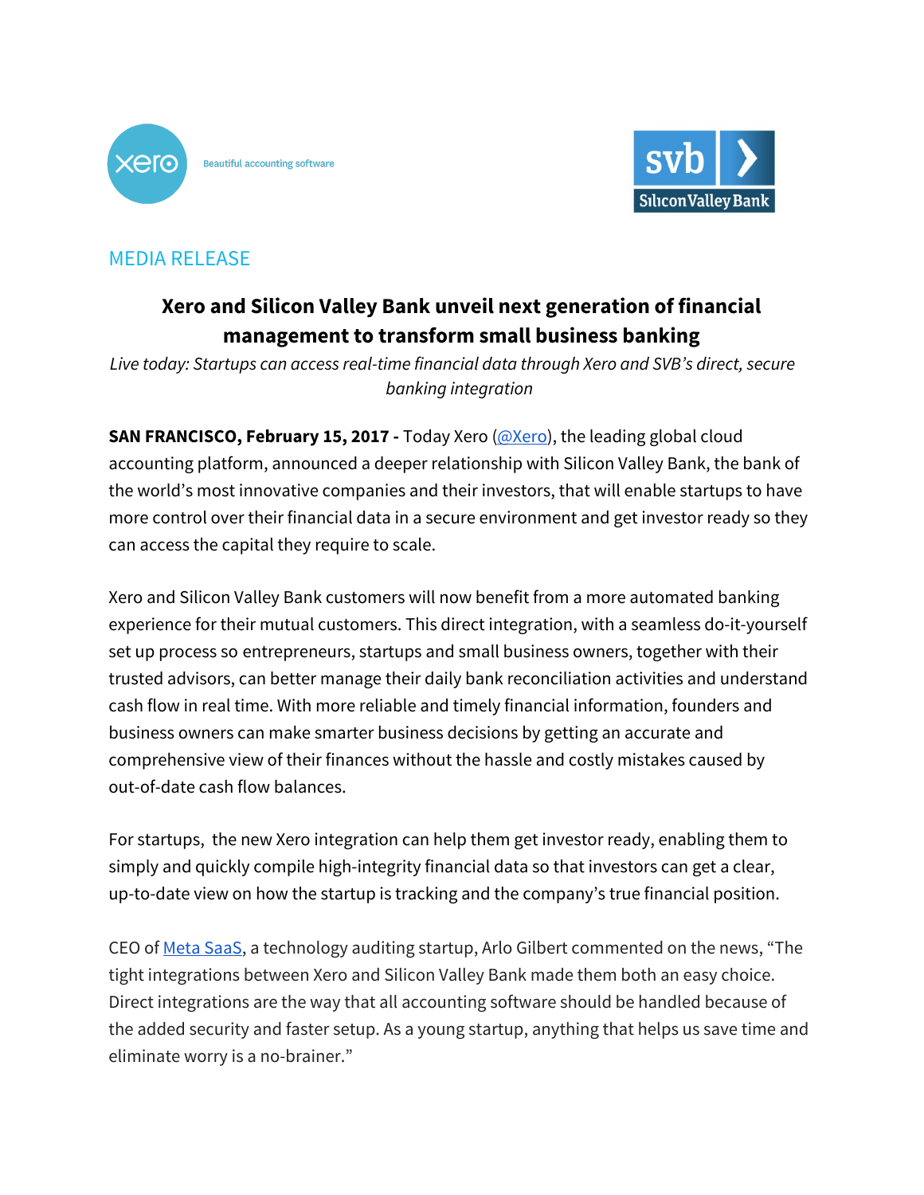Beautiful accounting software

MEDIA RELEASE

# Xero and Silicon Valley Bank unveil next generation of financial management to transform small business banking

*Live today: Startups can access real-time financial data through Xero and SVB's direct, secure banking integration*

**SAN FRANCISCO, February 15, 2017 -** Today Xero ([@Xero](https://twitter.com/Xero)), the leading global cloud accounting platform, announced a deeper relationship with Silicon Valley Bank, the bank of the world's most innovative companies and their investors, that will enable startups to have more control over their financial data in a secure environment and get investor ready so they can access the capital they require to scale.

Xero and Silicon Valley Bank customers will now benefit from a more automated banking experience for their mutual customers. This direct integration, with a seamless do-it-yourself set up process so entrepreneurs, startups and small business owners, together with their trusted advisors, can better manage their daily bank reconciliation activities and understand cash flow in real time. With more reliable and timely financial information, founders and business owners can make smarter business decisions by getting an accurate and comprehensive view of their finances without the hassle and costly mistakes caused by out-of-date cash flow balances.

For startups, the new Xero integration can help them get investor ready, enabling them to simply and quickly compile high-integrity financial data so that investors can get a clear, up-to-date view on how the startup is tracking and the company's true financial position.

CEO of Meta SaaS, a technology auditing startup, Arlo Gilbert commented on the news, "The tight integrations between Xero and Silicon Valley Bank made them both an easy choice. Direct integrations are the way that all accounting software should be handled because of the added security and faster setup. As a young startup, anything that helps us save time and eliminate worry is a no-brainer."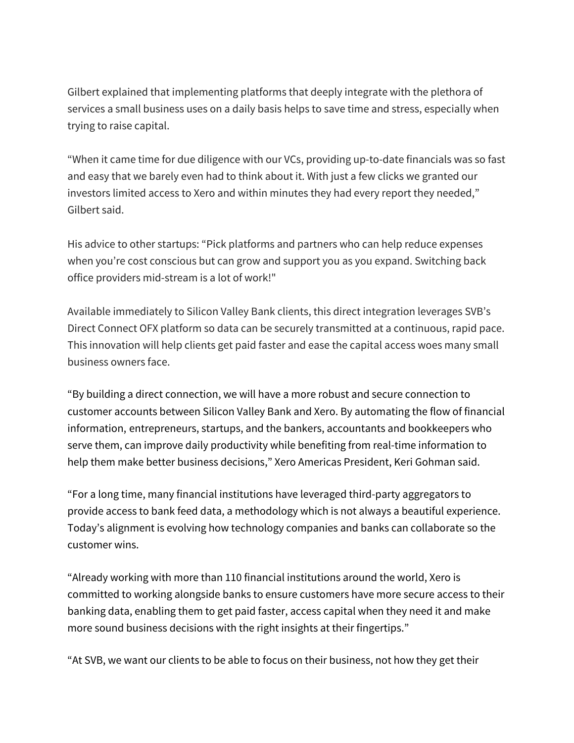Gilbert explained that implementing platforms that deeply integrate with the plethora of services a small business uses on a daily basis helps to save time and stress, especially when trying to raise capital.

“When it came time for due diligence with our VCs, providing up-to-date financials was so fast and easy that we barely even had to think about it. With just a few clicks we granted our investors limited access to Xero and within minutes they had every report they needed,” Gilbert said.

His advice to other startups: “Pick platforms and partners who can help reduce expenses when you’re cost conscious but can grow and support you as you expand. Switching back office providers mid-stream is a lot of work!"

Available immediately to Silicon Valley Bank clients, this direct integration leverages SVB’s Direct Connect OFX platform so data can be securely transmitted at a continuous, rapid pace. This innovation will help clients get paid faster and ease the capital access woes many small business owners face.

“By building a direct connection, we will have a more robust and secure connection to customer accounts between Silicon Valley Bank and Xero. By automating the flow of financial information, entrepreneurs, startups, and the bankers, accountants and bookkeepers who serve them, can improve daily productivity while benefiting from real-time information to help them make better business decisions,” Xero Americas President, Keri Gohman said.

“For a long time, many financial institutions have leveraged third-party aggregators to provide access to bank feed data, a methodology which is not always a beautiful experience. Today’s alignment is evolving how technology companies and banks can collaborate so the customer wins.

“Already working with more than 110 financial institutions around the world, Xero is committed to working alongside banks to ensure customers have more secure access to their banking data, enabling them to get paid faster, access capital when they need it and make more sound business decisions with the right insights at their fingertips.”

“At SVB, we want our clients to be able to focus on their business, not how they get their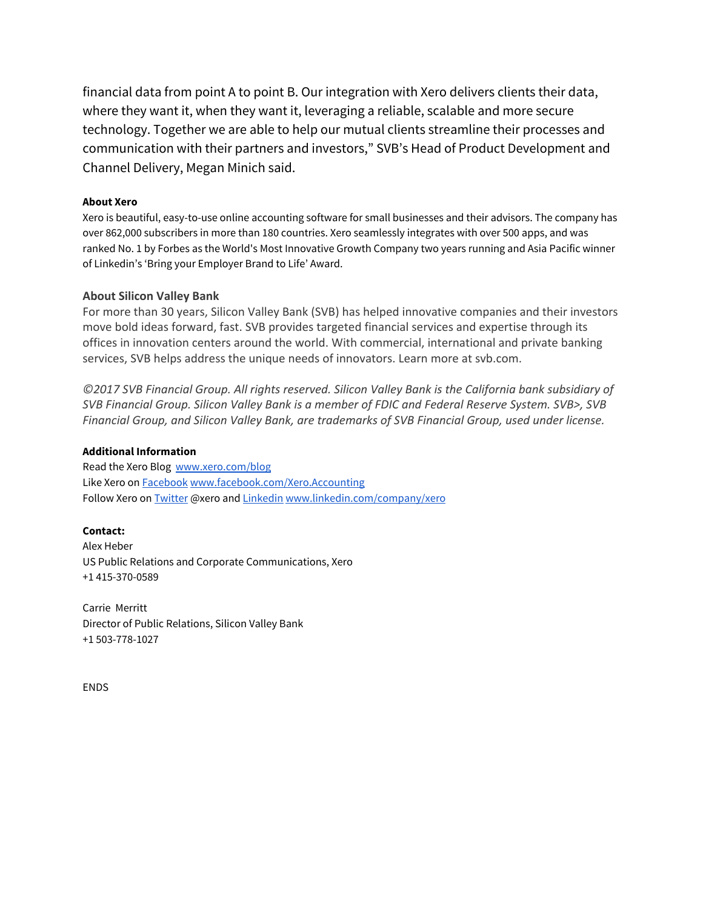financial data from point A to point B. Our integration with Xero delivers clients their data, where they want it, when they want it, leveraging a reliable, scalable and more secure technology. Together we are able to help our mutual clients streamline their processes and communication with their partners and investors," SVB's Head of Product Development and Channel Delivery, Megan Minich said.

**About Xero**

Xero is beautiful, easy-to-use online accounting software for small businesses and their advisors. The company has over 862,000 subscribers in more than 180 countries. Xero seamlessly integrates with over 500 apps, and was ranked No. 1 by Forbes as the World's Most Innovative Growth Company two years running and Asia Pacific winner of Linkedin's 'Bring your Employer Brand to Life' Award.

**About Silicon Valley Bank**

For more than 30 years, Silicon Valley Bank (SVB) has helped innovative companies and their investors move bold ideas forward, fast. SVB provides targeted financial services and expertise through its offices in innovation centers around the world. With commercial, international and private banking services, SVB helps address the unique needs of innovators. Learn more at svb.com.

*©2017 SVB Financial Group. All rights reserved. Silicon Valley Bank is the California bank subsidiary of SVB Financial Group. Silicon Valley Bank is a member of FDIC and Federal Reserve System. SVB>, SVB Financial Group, and Silicon Valley Bank, are trademarks of SVB Financial Group, used under license.*

**Additional Information**

Read the Xero Blog www.xero.com/blog
Like Xero on Facebook www.facebook.com/Xero.Accounting
Follow Xero on Twitter @xero and Linkedin www.linkedin.com/company/xero

**Contact:**

Alex Heber
US Public Relations and Corporate Communications, Xero
+1 415-370-0589

Carrie Merritt
Director of Public Relations, Silicon Valley Bank
+1 503-778-1027

ENDS